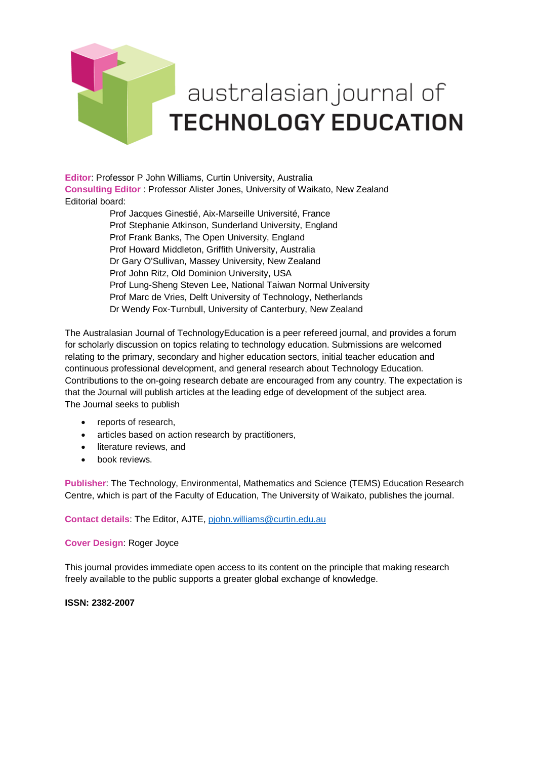# australasian journal of TECHNOLOGY EDUCATION

**Editor**: Professor P John Williams, Curtin University, Australia
**Consulting Editor** : Professor Alister Jones, University of Waikato, New Zealand
Editorial board:

Prof Jacques Ginestié, Aix-Marseille Université, France
Prof Stephanie Atkinson, Sunderland University, England
Prof Frank Banks, The Open University, England
Prof Howard Middleton, Griffith University, Australia
Dr Gary O'Sullivan, Massey University, New Zealand
Prof John Ritz, Old Dominion University, USA
Prof Lung-Sheng Steven Lee, National Taiwan Normal University
Prof Marc de Vries, Delft University of Technology, Netherlands
Dr Wendy Fox-Turnbull, University of Canterbury, New Zealand

The Australasian Journal of TechnologyEducation is a peer refereed journal, and provides a forum for scholarly discussion on topics relating to technology education. Submissions are welcomed relating to the primary, secondary and higher education sectors, initial teacher education and continuous professional development, and general research about Technology Education. Contributions to the on-going research debate are encouraged from any country. The expectation is that the Journal will publish articles at the leading edge of development of the subject area.
The Journal seeks to publish

- reports of research,
- articles based on action research by practitioners,
- literature reviews, and
- book reviews.

**Publisher**: The Technology, Environmental, Mathematics and Science (TEMS) Education Research Centre, which is part of the Faculty of Education, The University of Waikato, publishes the journal.

**Contact details**: The Editor, AJTE, pjohn.williams@curtin.edu.au

**Cover Design**: Roger Joyce

This journal provides immediate open access to its content on the principle that making research freely available to the public supports a greater global exchange of knowledge.

**ISSN: 2382-2007**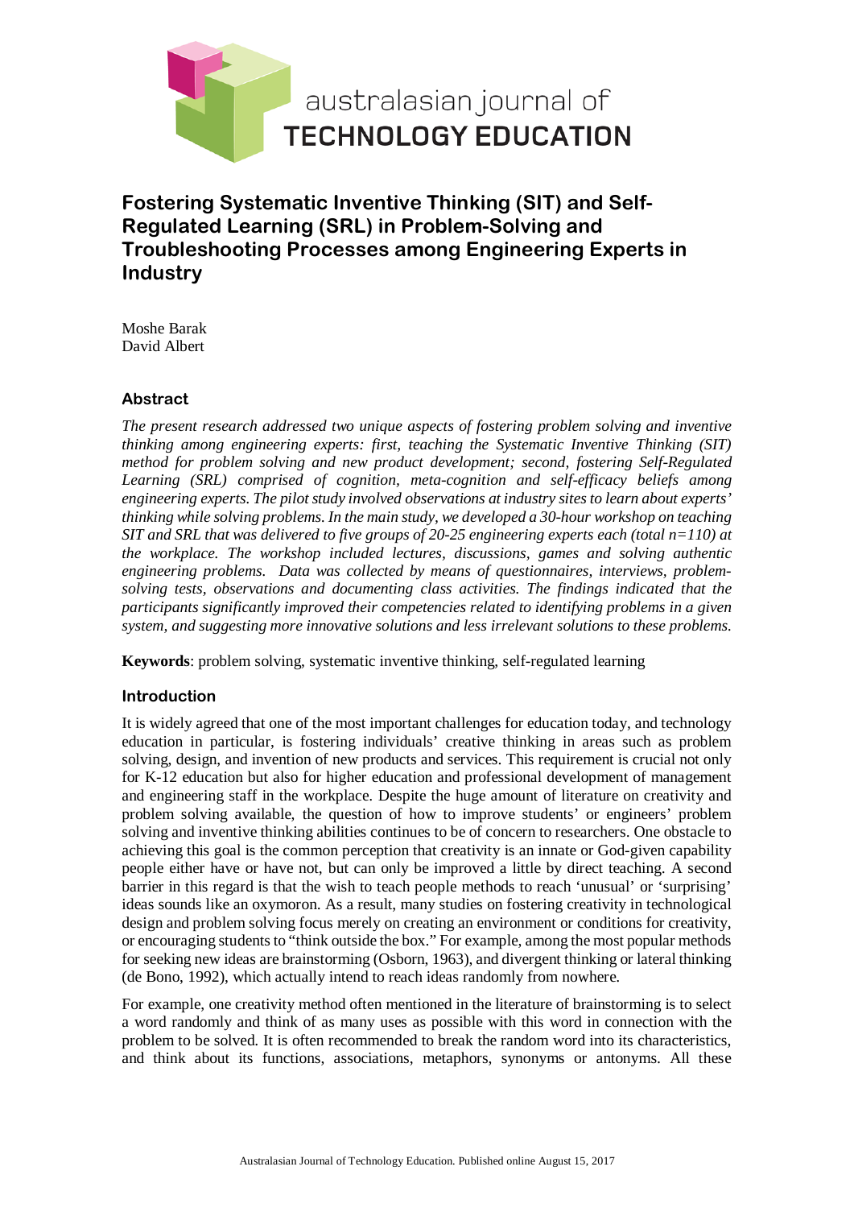# Fostering Systematic Inventive Thinking (SIT) and Self-Regulated Learning (SRL) in Problem-Solving and Troubleshooting Processes among Engineering Experts in Industry

Moshe Barak
David Albert

## Abstract

*The present research addressed two unique aspects of fostering problem solving and inventive thinking among engineering experts: first, teaching the Systematic Inventive Thinking (SIT) method for problem solving and new product development; second, fostering Self-Regulated Learning (SRL) comprised of cognition, meta-cognition and self-efficacy beliefs among engineering experts. The pilot study involved observations at industry sites to learn about experts' thinking while solving problems. In the main study, we developed a 30-hour workshop on teaching SIT and SRL that was delivered to five groups of 20-25 engineering experts each (total n=110) at the workplace. The workshop included lectures, discussions, games and solving authentic engineering problems. Data was collected by means of questionnaires, interviews, problem-solving tests, observations and documenting class activities. The findings indicated that the participants significantly improved their competencies related to identifying problems in a given system, and suggesting more innovative solutions and less irrelevant solutions to these problems.*

**Keywords**: problem solving, systematic inventive thinking, self-regulated learning

## Introduction

It is widely agreed that one of the most important challenges for education today, and technology education in particular, is fostering individuals' creative thinking in areas such as problem solving, design, and invention of new products and services. This requirement is crucial not only for K-12 education but also for higher education and professional development of management and engineering staff in the workplace. Despite the huge amount of literature on creativity and problem solving available, the question of how to improve students' or engineers' problem solving and inventive thinking abilities continues to be of concern to researchers. One obstacle to achieving this goal is the common perception that creativity is an innate or God-given capability people either have or have not, but can only be improved a little by direct teaching. A second barrier in this regard is that the wish to teach people methods to reach 'unusual' or 'surprising' ideas sounds like an oxymoron. As a result, many studies on fostering creativity in technological design and problem solving focus merely on creating an environment or conditions for creativity, or encouraging students to "think outside the box." For example, among the most popular methods for seeking new ideas are brainstorming (Osborn, 1963), and divergent thinking or lateral thinking (de Bono, 1992), which actually intend to reach ideas randomly from nowhere.

For example, one creativity method often mentioned in the literature of brainstorming is to select a word randomly and think of as many uses as possible with this word in connection with the problem to be solved. It is often recommended to break the random word into its characteristics, and think about its functions, associations, metaphors, synonyms or antonyms. All these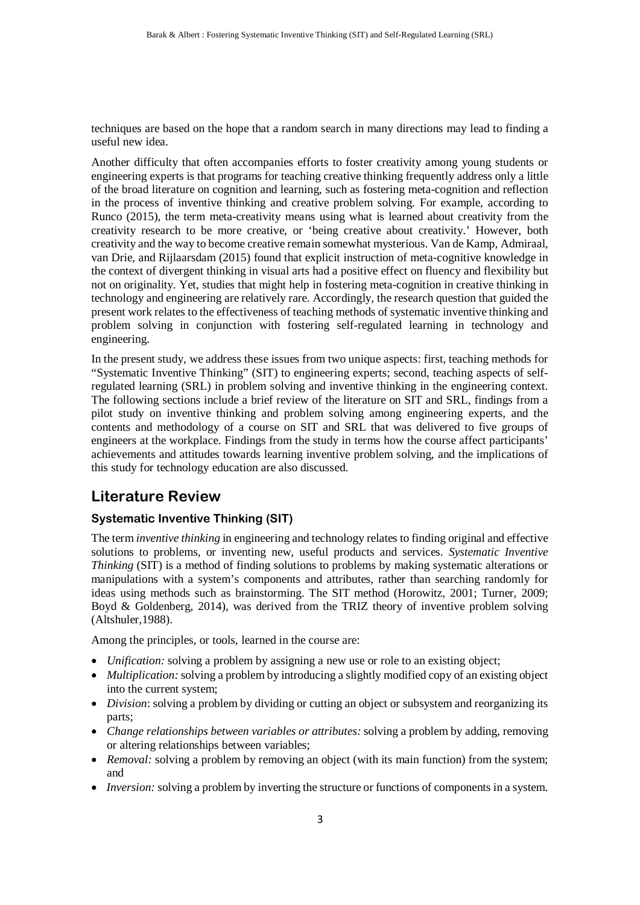techniques are based on the hope that a random search in many directions may lead to finding a useful new idea.

Another difficulty that often accompanies efforts to foster creativity among young students or engineering experts is that programs for teaching creative thinking frequently address only a little of the broad literature on cognition and learning, such as fostering meta-cognition and reflection in the process of inventive thinking and creative problem solving. For example, according to Runco (2015), the term meta-creativity means using what is learned about creativity from the creativity research to be more creative, or 'being creative about creativity.' However, both creativity and the way to become creative remain somewhat mysterious. Van de Kamp, Admiraal, van Drie, and Rijlaarsdam (2015) found that explicit instruction of meta-cognitive knowledge in the context of divergent thinking in visual arts had a positive effect on fluency and flexibility but not on originality. Yet, studies that might help in fostering meta-cognition in creative thinking in technology and engineering are relatively rare. Accordingly, the research question that guided the present work relates to the effectiveness of teaching methods of systematic inventive thinking and problem solving in conjunction with fostering self-regulated learning in technology and engineering.

In the present study, we address these issues from two unique aspects: first, teaching methods for "Systematic Inventive Thinking" (SIT) to engineering experts; second, teaching aspects of self-regulated learning (SRL) in problem solving and inventive thinking in the engineering context. The following sections include a brief review of the literature on SIT and SRL, findings from a pilot study on inventive thinking and problem solving among engineering experts, and the contents and methodology of a course on SIT and SRL that was delivered to five groups of engineers at the workplace. Findings from the study in terms how the course affect participants' achievements and attitudes towards learning inventive problem solving, and the implications of this study for technology education are also discussed.

## Literature Review

### Systematic Inventive Thinking (SIT)

The term *inventive thinking* in engineering and technology relates to finding original and effective solutions to problems, or inventing new, useful products and services. *Systematic Inventive Thinking* (SIT) is a method of finding solutions to problems by making systematic alterations or manipulations with a system's components and attributes, rather than searching randomly for ideas using methods such as brainstorming. The SIT method (Horowitz, 2001; Turner, 2009; Boyd & Goldenberg, 2014), was derived from the TRIZ theory of inventive problem solving (Altshuler,1988).

Among the principles, or tools, learned in the course are:

- *Unification:* solving a problem by assigning a new use or role to an existing object;
- *Multiplication:* solving a problem by introducing a slightly modified copy of an existing object into the current system;
- *Division*: solving a problem by dividing or cutting an object or subsystem and reorganizing its parts;
- *Change relationships between variables or attributes:* solving a problem by adding, removing or altering relationships between variables;
- *Removal:* solving a problem by removing an object (with its main function) from the system; and
- *Inversion:* solving a problem by inverting the structure or functions of components in a system.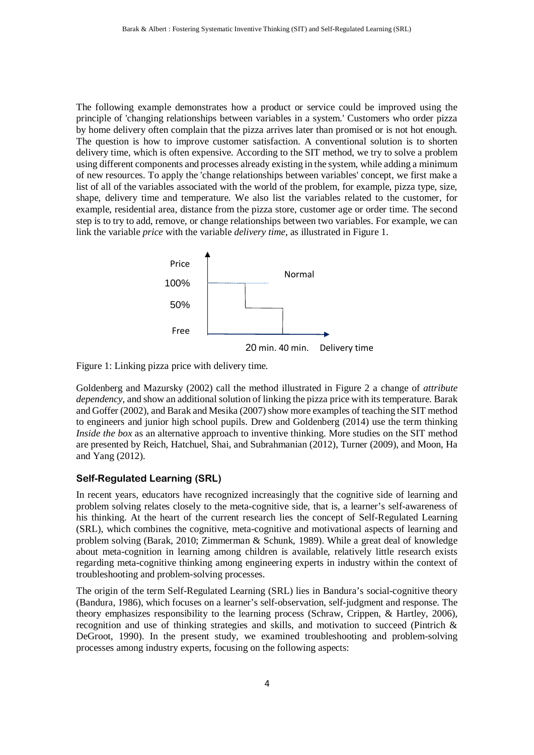The following example demonstrates how a product or service could be improved using the principle of 'changing relationships between variables in a system.' Customers who order pizza by home delivery often complain that the pizza arrives later than promised or is not hot enough. The question is how to improve customer satisfaction. A conventional solution is to shorten delivery time, which is often expensive. According to the SIT method, we try to solve a problem using different components and processes already existing in the system, while adding a minimum of new resources. To apply the 'change relationships between variables' concept, we first make a list of all of the variables associated with the world of the problem, for example, pizza type, size, shape, delivery time and temperature. We also list the variables related to the customer, for example, residential area, distance from the pizza store, customer age or order time. The second step is to try to add, remove, or change relationships between two variables. For example, we can link the variable *price* with the variable *delivery time*, as illustrated in Figure 1.

Figure 1: Linking pizza price with delivery time.

Goldenberg and Mazursky (2002) call the method illustrated in Figure 2 a change of *attribute dependency*, and show an additional solution of linking the pizza price with its temperature. Barak and Goffer (2002), and Barak and Mesika (2007) show more examples of teaching the SIT method to engineers and junior high school pupils. Drew and Goldenberg (2014) use the term thinking *Inside the box* as an alternative approach to inventive thinking. More studies on the SIT method are presented by Reich, Hatchuel, Shai, and Subrahmanian (2012), Turner (2009), and Moon, Ha and Yang (2012).

## Self-Regulated Learning (SRL)

In recent years, educators have recognized increasingly that the cognitive side of learning and problem solving relates closely to the meta-cognitive side, that is, a learner's self-awareness of his thinking. At the heart of the current research lies the concept of Self-Regulated Learning (SRL), which combines the cognitive, meta-cognitive and motivational aspects of learning and problem solving (Barak, 2010; Zimmerman & Schunk, 1989). While a great deal of knowledge about meta-cognition in learning among children is available, relatively little research exists regarding meta-cognitive thinking among engineering experts in industry within the context of troubleshooting and problem-solving processes.

The origin of the term Self-Regulated Learning (SRL) lies in Bandura's social-cognitive theory (Bandura, 1986), which focuses on a learner's self-observation, self-judgment and response. The theory emphasizes responsibility to the learning process (Schraw, Crippen, & Hartley, 2006), recognition and use of thinking strategies and skills, and motivation to succeed (Pintrich & DeGroot, 1990). In the present study, we examined troubleshooting and problem-solving processes among industry experts, focusing on the following aspects: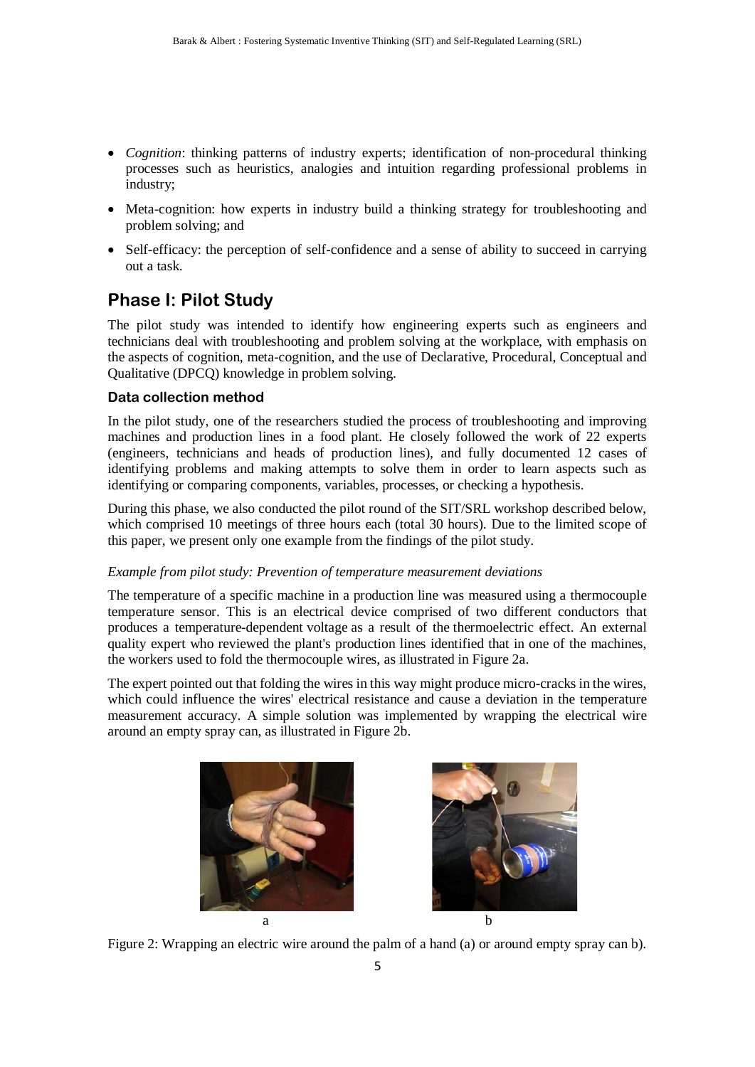- *Cognition*: thinking patterns of industry experts; identification of non-procedural thinking processes such as heuristics, analogies and intuition regarding professional problems in industry;
- Meta-cognition: how experts in industry build a thinking strategy for troubleshooting and problem solving; and
- Self-efficacy: the perception of self-confidence and a sense of ability to succeed in carrying out a task.

## Phase I: Pilot Study

The pilot study was intended to identify how engineering experts such as engineers and technicians deal with troubleshooting and problem solving at the workplace, with emphasis on the aspects of cognition, meta-cognition, and the use of Declarative, Procedural, Conceptual and Qualitative (DPCQ) knowledge in problem solving.

### Data collection method

In the pilot study, one of the researchers studied the process of troubleshooting and improving machines and production lines in a food plant. He closely followed the work of 22 experts (engineers, technicians and heads of production lines), and fully documented 12 cases of identifying problems and making attempts to solve them in order to learn aspects such as identifying or comparing components, variables, processes, or checking a hypothesis.

During this phase, we also conducted the pilot round of the SIT/SRL workshop described below, which comprised 10 meetings of three hours each (total 30 hours). Due to the limited scope of this paper, we present only one example from the findings of the pilot study.

*Example from pilot study: Prevention of temperature measurement deviations*

The temperature of a specific machine in a production line was measured using a thermocouple temperature sensor. This is an electrical device comprised of two different conductors that produces a temperature-dependent voltage as a result of the thermoelectric effect. An external quality expert who reviewed the plant's production lines identified that in one of the machines, the workers used to fold the thermocouple wires, as illustrated in Figure 2a.

The expert pointed out that folding the wires in this way might produce micro-cracks in the wires, which could influence the wires' electrical resistance and cause a deviation in the temperature measurement accuracy. A simple solution was implemented by wrapping the electrical wire around an empty spray can, as illustrated in Figure 2b.

a b

Figure 2: Wrapping an electric wire around the palm of a hand (a) or around empty spray can b).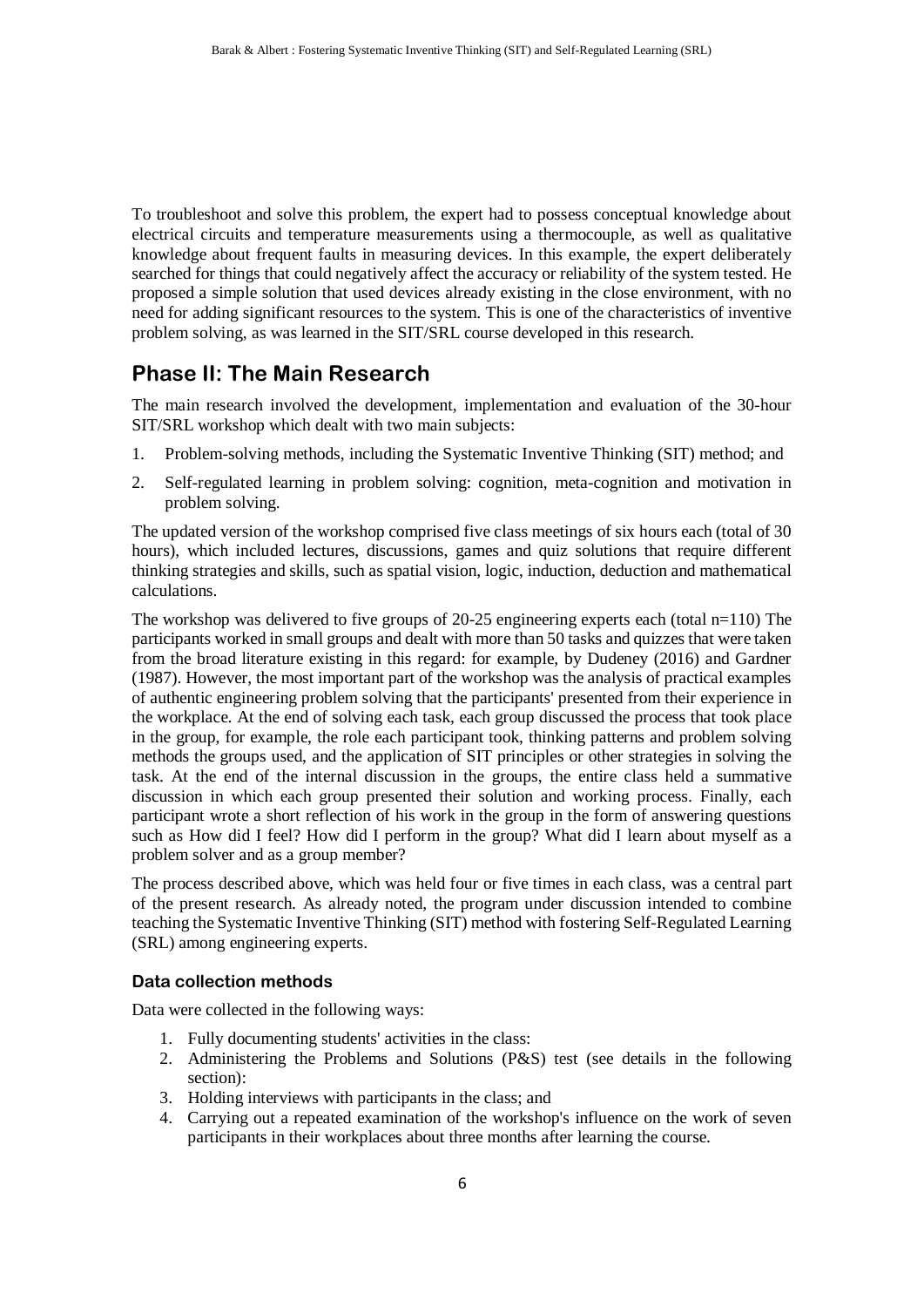To troubleshoot and solve this problem, the expert had to possess conceptual knowledge about electrical circuits and temperature measurements using a thermocouple, as well as qualitative knowledge about frequent faults in measuring devices. In this example, the expert deliberately searched for things that could negatively affect the accuracy or reliability of the system tested. He proposed a simple solution that used devices already existing in the close environment, with no need for adding significant resources to the system. This is one of the characteristics of inventive problem solving, as was learned in the SIT/SRL course developed in this research.

## Phase II: The Main Research

The main research involved the development, implementation and evaluation of the 30-hour SIT/SRL workshop which dealt with two main subjects:

1. Problem-solving methods, including the Systematic Inventive Thinking (SIT) method; and
2. Self-regulated learning in problem solving: cognition, meta-cognition and motivation in problem solving.

The updated version of the workshop comprised five class meetings of six hours each (total of 30 hours), which included lectures, discussions, games and quiz solutions that require different thinking strategies and skills, such as spatial vision, logic, induction, deduction and mathematical calculations.

The workshop was delivered to five groups of 20-25 engineering experts each (total n=110) The participants worked in small groups and dealt with more than 50 tasks and quizzes that were taken from the broad literature existing in this regard: for example, by Dudeney (2016) and Gardner (1987). However, the most important part of the workshop was the analysis of practical examples of authentic engineering problem solving that the participants' presented from their experience in the workplace. At the end of solving each task, each group discussed the process that took place in the group, for example, the role each participant took, thinking patterns and problem solving methods the groups used, and the application of SIT principles or other strategies in solving the task. At the end of the internal discussion in the groups, the entire class held a summative discussion in which each group presented their solution and working process. Finally, each participant wrote a short reflection of his work in the group in the form of answering questions such as How did I feel? How did I perform in the group? What did I learn about myself as a problem solver and as a group member?

The process described above, which was held four or five times in each class, was a central part of the present research. As already noted, the program under discussion intended to combine teaching the Systematic Inventive Thinking (SIT) method with fostering Self-Regulated Learning (SRL) among engineering experts.

### Data collection methods

Data were collected in the following ways:

1. Fully documenting students' activities in the class:
2. Administering the Problems and Solutions (P&S) test (see details in the following section):
3. Holding interviews with participants in the class; and
4. Carrying out a repeated examination of the workshop's influence on the work of seven participants in their workplaces about three months after learning the course.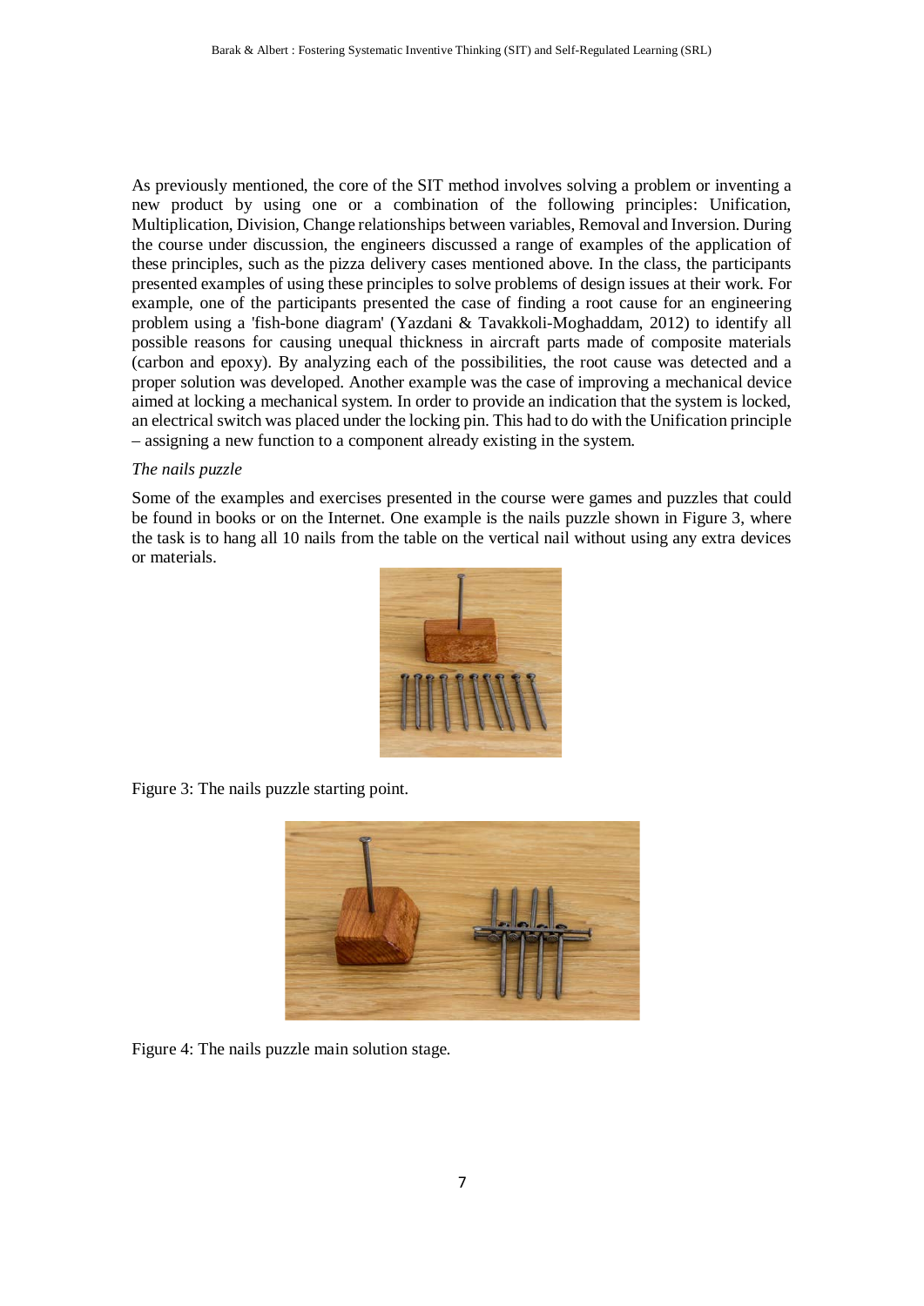As previously mentioned, the core of the SIT method involves solving a problem or inventing a new product by using one or a combination of the following principles: Unification, Multiplication, Division, Change relationships between variables, Removal and Inversion. During the course under discussion, the engineers discussed a range of examples of the application of these principles, such as the pizza delivery cases mentioned above. In the class, the participants presented examples of using these principles to solve problems of design issues at their work. For example, one of the participants presented the case of finding a root cause for an engineering problem using a 'fish-bone diagram' (Yazdani & Tavakkoli-Moghaddam, 2012) to identify all possible reasons for causing unequal thickness in aircraft parts made of composite materials (carbon and epoxy). By analyzing each of the possibilities, the root cause was detected and a proper solution was developed. Another example was the case of improving a mechanical device aimed at locking a mechanical system. In order to provide an indication that the system is locked, an electrical switch was placed under the locking pin. This had to do with the Unification principle – assigning a new function to a component already existing in the system.

*The nails puzzle*

Some of the examples and exercises presented in the course were games and puzzles that could be found in books or on the Internet. One example is the nails puzzle shown in Figure 3, where the task is to hang all 10 nails from the table on the vertical nail without using any extra devices or materials.

Figure 3: The nails puzzle starting point.

Figure 4: The nails puzzle main solution stage.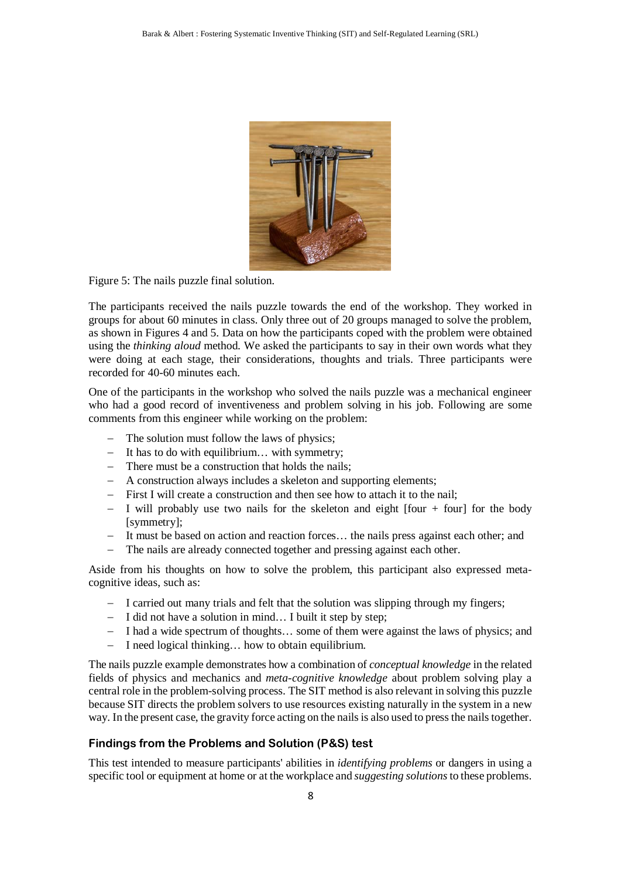Figure 5: The nails puzzle final solution.

The participants received the nails puzzle towards the end of the workshop. They worked in groups for about 60 minutes in class. Only three out of 20 groups managed to solve the problem, as shown in Figures 4 and 5. Data on how the participants coped with the problem were obtained using the *thinking aloud* method. We asked the participants to say in their own words what they were doing at each stage, their considerations, thoughts and trials. Three participants were recorded for 40-60 minutes each.

One of the participants in the workshop who solved the nails puzzle was a mechanical engineer who had a good record of inventiveness and problem solving in his job. Following are some comments from this engineer while working on the problem:

- The solution must follow the laws of physics;
- It has to do with equilibrium… with symmetry;
- There must be a construction that holds the nails;
- A construction always includes a skeleton and supporting elements;
- First I will create a construction and then see how to attach it to the nail;
- I will probably use two nails for the skeleton and eight [four + four] for the body [symmetry];
- It must be based on action and reaction forces… the nails press against each other; and
- The nails are already connected together and pressing against each other.

Aside from his thoughts on how to solve the problem, this participant also expressed meta-cognitive ideas, such as:

- I carried out many trials and felt that the solution was slipping through my fingers;
- I did not have a solution in mind… I built it step by step;
- I had a wide spectrum of thoughts… some of them were against the laws of physics; and
- I need logical thinking… how to obtain equilibrium.

The nails puzzle example demonstrates how a combination of *conceptual knowledge* in the related fields of physics and mechanics and *meta-cognitive knowledge* about problem solving play a central role in the problem-solving process. The SIT method is also relevant in solving this puzzle because SIT directs the problem solvers to use resources existing naturally in the system in a new way. In the present case, the gravity force acting on the nails is also used to press the nails together.

### Findings from the Problems and Solution (P&S) test

This test intended to measure participants' abilities in *identifying problems* or dangers in using a specific tool or equipment at home or at the workplace and *suggesting solutions* to these problems.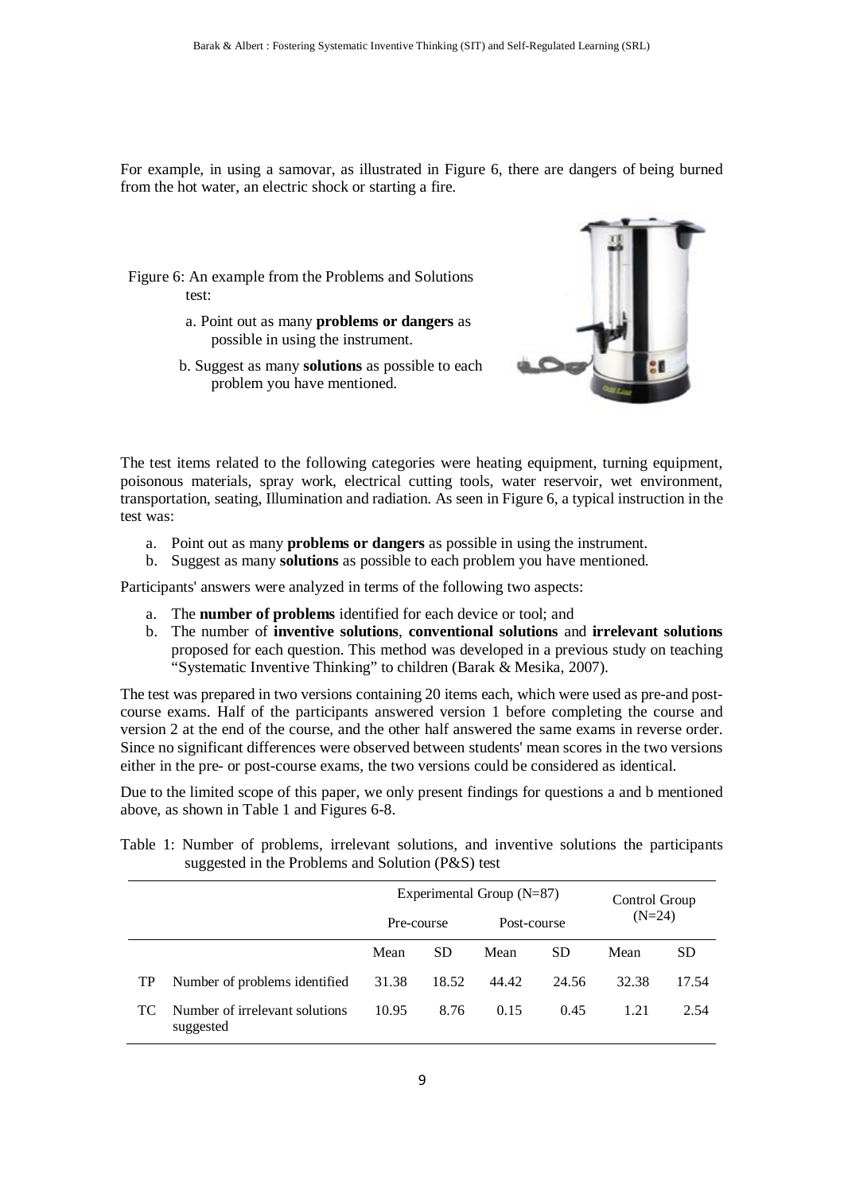For example, in using a samovar, as illustrated in Figure 6, there are dangers of being burned from the hot water, an electric shock or starting a fire.

Figure 6: An example from the Problems and Solutions test:

a. Point out as many **problems or dangers** as possible in using the instrument.

b. Suggest as many **solutions** as possible to each problem you have mentioned.

The test items related to the following categories were heating equipment, turning equipment, poisonous materials, spray work, electrical cutting tools, water reservoir, wet environment, transportation, seating, Illumination and radiation. As seen in Figure 6, a typical instruction in the test was:

a. Point out as many **problems or dangers** as possible in using the instrument.
b. Suggest as many **solutions** as possible to each problem you have mentioned.

Participants' answers were analyzed in terms of the following two aspects:

a. The **number of problems** identified for each device or tool; and
b. The number of **inventive solutions**, **conventional solutions** and **irrelevant solutions** proposed for each question. This method was developed in a previous study on teaching "Systematic Inventive Thinking" to children (Barak & Mesika, 2007).

The test was prepared in two versions containing 20 items each, which were used as pre-and post-course exams. Half of the participants answered version 1 before completing the course and version 2 at the end of the course, and the other half answered the same exams in reverse order. Since no significant differences were observed between students' mean scores in the two versions either in the pre- or post-course exams, the two versions could be considered as identical.

Due to the limited scope of this paper, we only present findings for questions a and b mentioned above, as shown in Table 1 and Figures 6-8.

Table 1: Number of problems, irrelevant solutions, and inventive solutions the participants suggested in the Problems and Solution (P&S) test

| | | Experimental Group (N=87) | | | | Control Group (N=24) | |
|---|---|---|---|---|---|---|---|
| | | Pre-course | | Post-course | | | |
| | | Mean | SD | Mean | SD | Mean | SD |
| TP | Number of problems identified | 31.38 | 18.52 | 44.42 | 24.56 | 32.38 | 17.54 |
| TC | Number of irrelevant solutions suggested | 10.95 | 8.76 | 0.15 | 0.45 | 1.21 | 2.54 |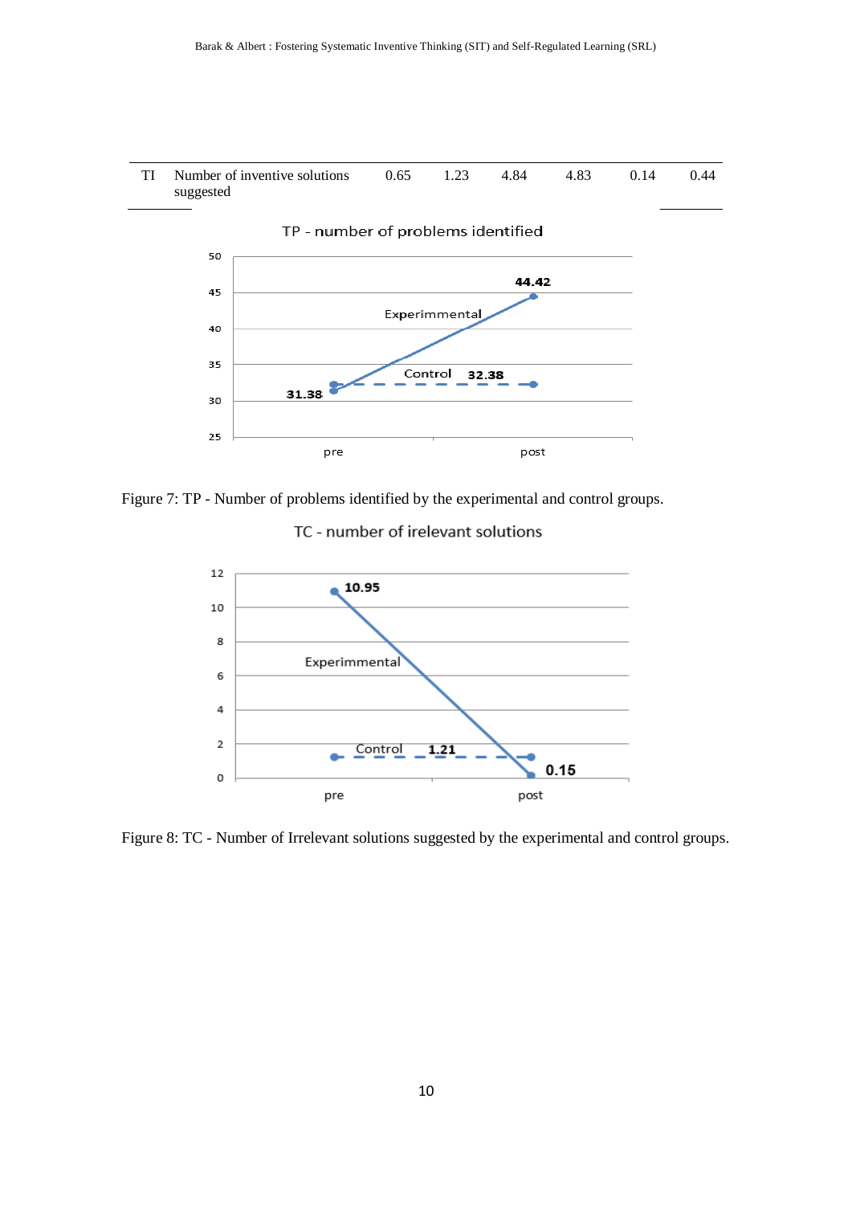| TI | Number of inventive solutions suggested | 0.65 | 1.23 | 4.84 | 4.83 | 0.14 | 0.44 |
|---|---|---|---|---|---|---|---|

Figure 7: TP - Number of problems identified by the experimental and control groups.

Figure 8: TC - Number of Irrelevant solutions suggested by the experimental and control groups.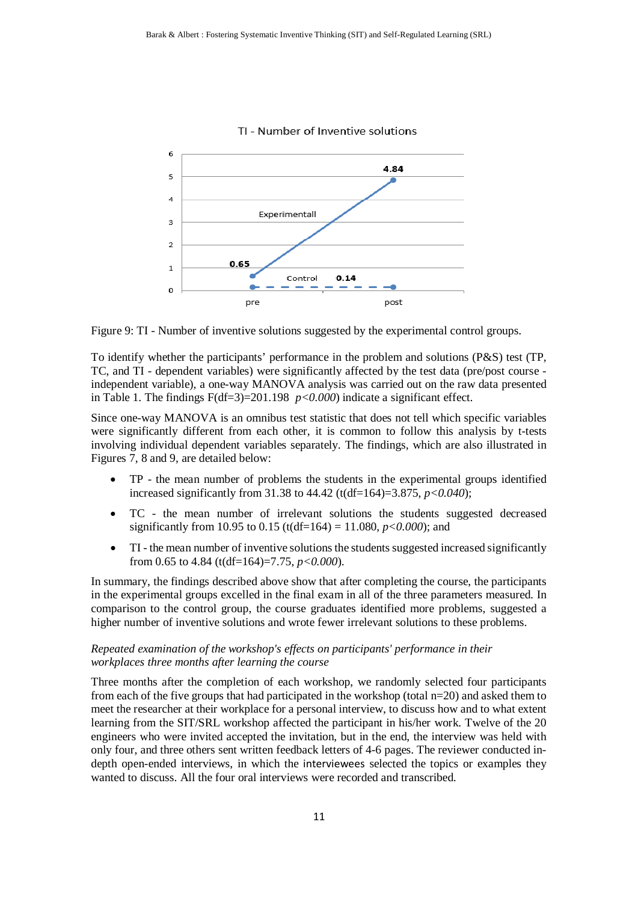Figure 9: TI - Number of inventive solutions suggested by the experimental control groups.

To identify whether the participants' performance in the problem and solutions (P&S) test (TP, TC, and TI - dependent variables) were significantly affected by the test data (pre/post course - independent variable), a one-way MANOVA analysis was carried out on the raw data presented in Table 1. The findings F(df=3)=201.198 *p<0.000*) indicate a significant effect.

Since one-way MANOVA is an omnibus test statistic that does not tell which specific variables were significantly different from each other, it is common to follow this analysis by t-tests involving individual dependent variables separately. The findings, which are also illustrated in Figures 7, 8 and 9, are detailed below:

- TP - the mean number of problems the students in the experimental groups identified increased significantly from 31.38 to 44.42 (t(df=164)=3.875, *p<0.040*);
- TC - the mean number of irrelevant solutions the students suggested decreased significantly from 10.95 to 0.15 (t(df=164) = 11.080, *p<0.000*); and
- TI - the mean number of inventive solutions the students suggested increased significantly from 0.65 to 4.84 (t(df=164)=7.75, *p<0.000*).

In summary, the findings described above show that after completing the course, the participants in the experimental groups excelled in the final exam in all of the three parameters measured. In comparison to the control group, the course graduates identified more problems, suggested a higher number of inventive solutions and wrote fewer irrelevant solutions to these problems.

*Repeated examination of the workshop's effects on participants' performance in their workplaces three months after learning the course*

Three months after the completion of each workshop, we randomly selected four participants from each of the five groups that had participated in the workshop (total n=20) and asked them to meet the researcher at their workplace for a personal interview, to discuss how and to what extent learning from the SIT/SRL workshop affected the participant in his/her work. Twelve of the 20 engineers who were invited accepted the invitation, but in the end, the interview was held with only four, and three others sent written feedback letters of 4-6 pages. The reviewer conducted in-depth open-ended interviews, in which the interviewees selected the topics or examples they wanted to discuss. All the four oral interviews were recorded and transcribed.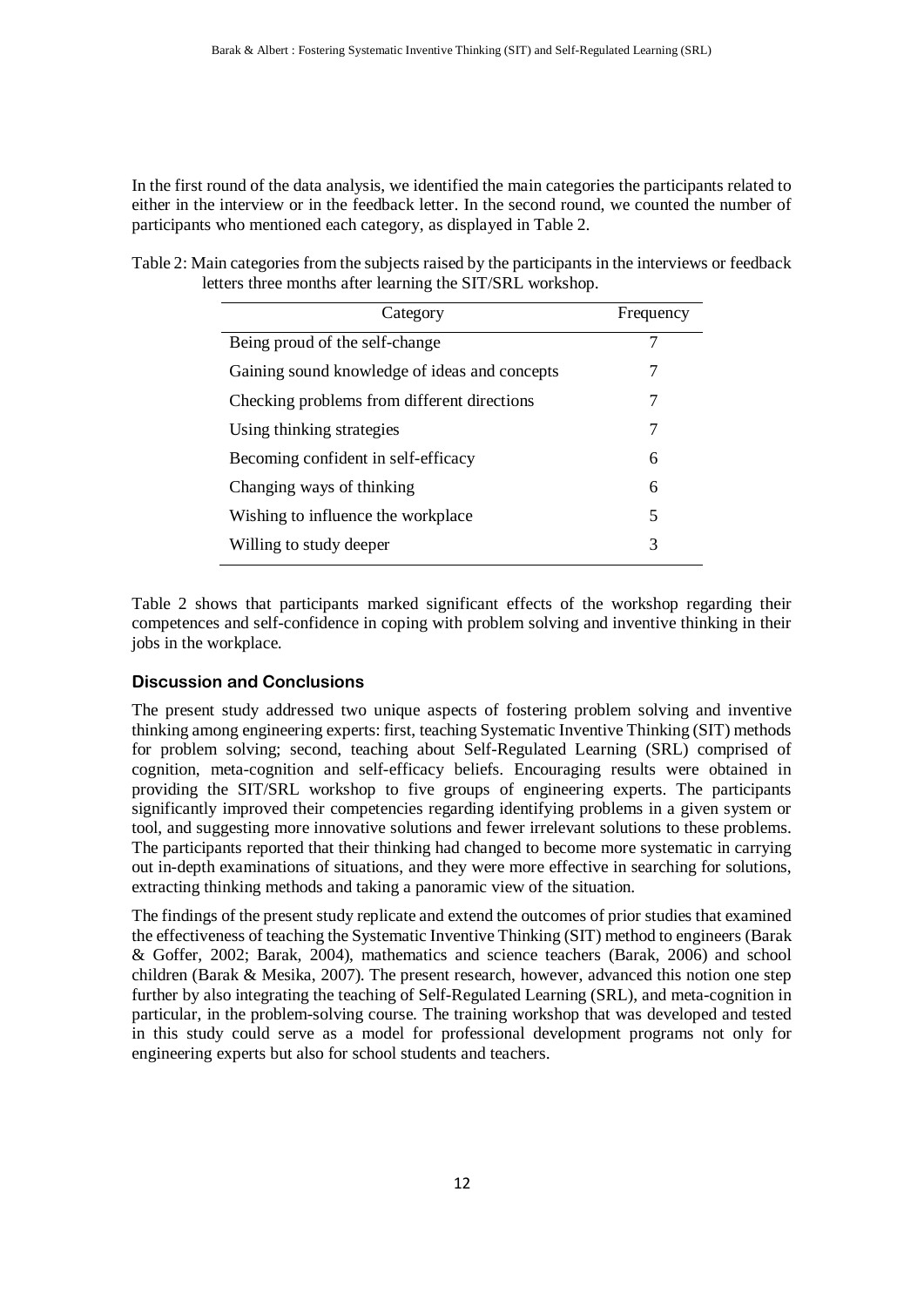In the first round of the data analysis, we identified the main categories the participants related to either in the interview or in the feedback letter. In the second round, we counted the number of participants who mentioned each category, as displayed in Table 2.

Table 2: Main categories from the subjects raised by the participants in the interviews or feedback letters three months after learning the SIT/SRL workshop.

| Category | Frequency |
|---|---|
| Being proud of the self-change | 7 |
| Gaining sound knowledge of ideas and concepts | 7 |
| Checking problems from different directions | 7 |
| Using thinking strategies | 7 |
| Becoming confident in self-efficacy | 6 |
| Changing ways of thinking | 6 |
| Wishing to influence the workplace | 5 |
| Willing to study deeper | 3 |

Table 2 shows that participants marked significant effects of the workshop regarding their competences and self-confidence in coping with problem solving and inventive thinking in their jobs in the workplace.

## Discussion and Conclusions

The present study addressed two unique aspects of fostering problem solving and inventive thinking among engineering experts: first, teaching Systematic Inventive Thinking (SIT) methods for problem solving; second, teaching about Self-Regulated Learning (SRL) comprised of cognition, meta-cognition and self-efficacy beliefs. Encouraging results were obtained in providing the SIT/SRL workshop to five groups of engineering experts. The participants significantly improved their competencies regarding identifying problems in a given system or tool, and suggesting more innovative solutions and fewer irrelevant solutions to these problems. The participants reported that their thinking had changed to become more systematic in carrying out in-depth examinations of situations, and they were more effective in searching for solutions, extracting thinking methods and taking a panoramic view of the situation.

The findings of the present study replicate and extend the outcomes of prior studies that examined the effectiveness of teaching the Systematic Inventive Thinking (SIT) method to engineers (Barak & Goffer, 2002; Barak, 2004), mathematics and science teachers (Barak, 2006) and school children (Barak & Mesika, 2007). The present research, however, advanced this notion one step further by also integrating the teaching of Self-Regulated Learning (SRL), and meta-cognition in particular, in the problem-solving course. The training workshop that was developed and tested in this study could serve as a model for professional development programs not only for engineering experts but also for school students and teachers.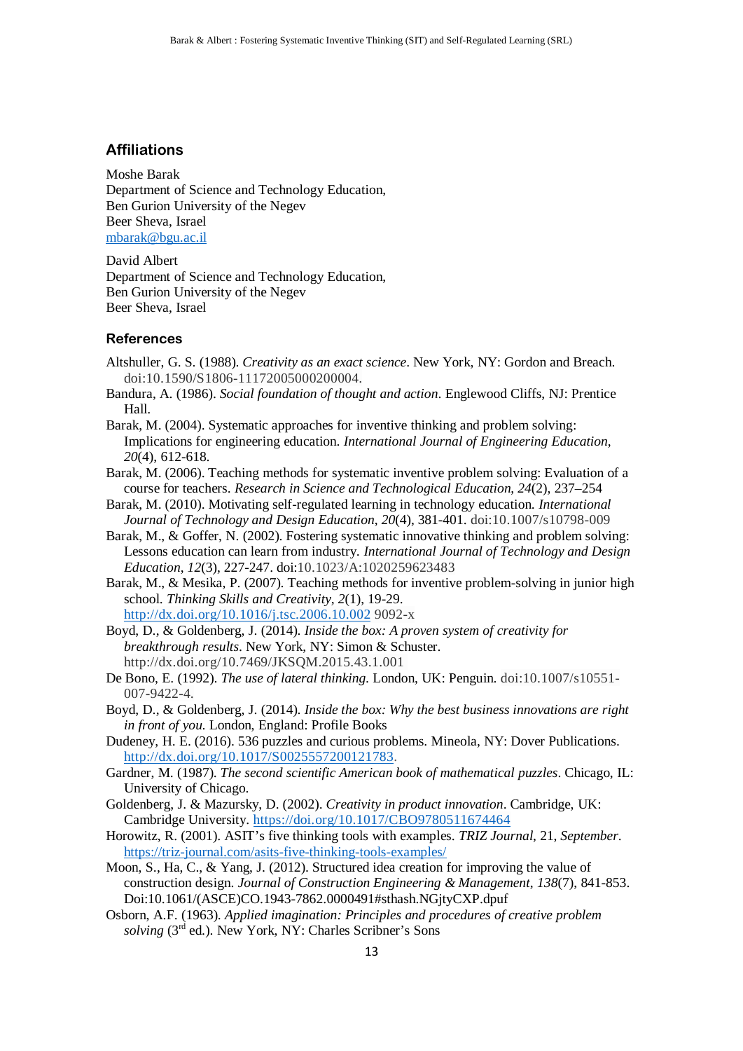## Affiliations

Moshe Barak
Department of Science and Technology Education,
Ben Gurion University of the Negev
Beer Sheva, Israel
mbarak@bgu.ac.il

David Albert
Department of Science and Technology Education,
Ben Gurion University of the Negev
Beer Sheva, Israel

## References

Altshuller, G. S. (1988). *Creativity as an exact science*. New York, NY: Gordon and Breach. doi:10.1590/S1806-11172005000200004.

Bandura, A. (1986). *Social foundation of thought and action*. Englewood Cliffs, NJ: Prentice Hall.

Barak, M. (2004). Systematic approaches for inventive thinking and problem solving: Implications for engineering education. *International Journal of Engineering Education*, *20*(4), 612-618.

Barak, M. (2006). Teaching methods for systematic inventive problem solving: Evaluation of a course for teachers. *Research in Science and Technological Education*, *24*(2), 237–254

Barak, M. (2010). Motivating self-regulated learning in technology education. *International Journal of Technology and Design Education*, *20*(4), 381-401. doi:10.1007/s10798-009

Barak, M., & Goffer, N. (2002). Fostering systematic innovative thinking and problem solving: Lessons education can learn from industry. *International Journal of Technology and Design Education*, *12*(3), 227-247. doi:10.1023/A:1020259623483

Barak, M., & Mesika, P. (2007). Teaching methods for inventive problem-solving in junior high school. *Thinking Skills and Creativity*, *2*(1), 19-29. http://dx.doi.org/10.1016/j.tsc.2006.10.002 9092-x

Boyd, D., & Goldenberg, J. (2014). *Inside the box: A proven system of creativity for breakthrough results*. New York, NY: Simon & Schuster. http://dx.doi.org/10.7469/JKSQM.2015.43.1.001

De Bono, E. (1992). *The use of lateral thinking*. London, UK: Penguin. doi:10.1007/s10551-007-9422-4.

Boyd, D., & Goldenberg, J. (2014). *Inside the box: Why the best business innovations are right in front of you*. London, England: Profile Books

Dudeney, H. E. (2016). 536 puzzles and curious problems. Mineola, NY: Dover Publications. http://dx.doi.org/10.1017/S0025557200121783.

Gardner, M. (1987). *The second scientific American book of mathematical puzzles*. Chicago, IL: University of Chicago.

Goldenberg, J. & Mazursky, D. (2002). *Creativity in product innovation*. Cambridge, UK: Cambridge University. https://doi.org/10.1017/CBO9780511674464

Horowitz, R. (2001). ASIT's five thinking tools with examples. *TRIZ Journal*, 21, *September*. https://triz-journal.com/asits-five-thinking-tools-examples/

Moon, S., Ha, C., & Yang, J. (2012). Structured idea creation for improving the value of construction design. *Journal of Construction Engineering & Management*, *138*(7), 841-853. Doi:10.1061/(ASCE)CO.1943-7862.0000491#sthash.NGjtyCXP.dpuf

Osborn, A.F. (1963). *Applied imagination: Principles and procedures of creative problem solving* (3rd ed.). New York, NY: Charles Scribner's Sons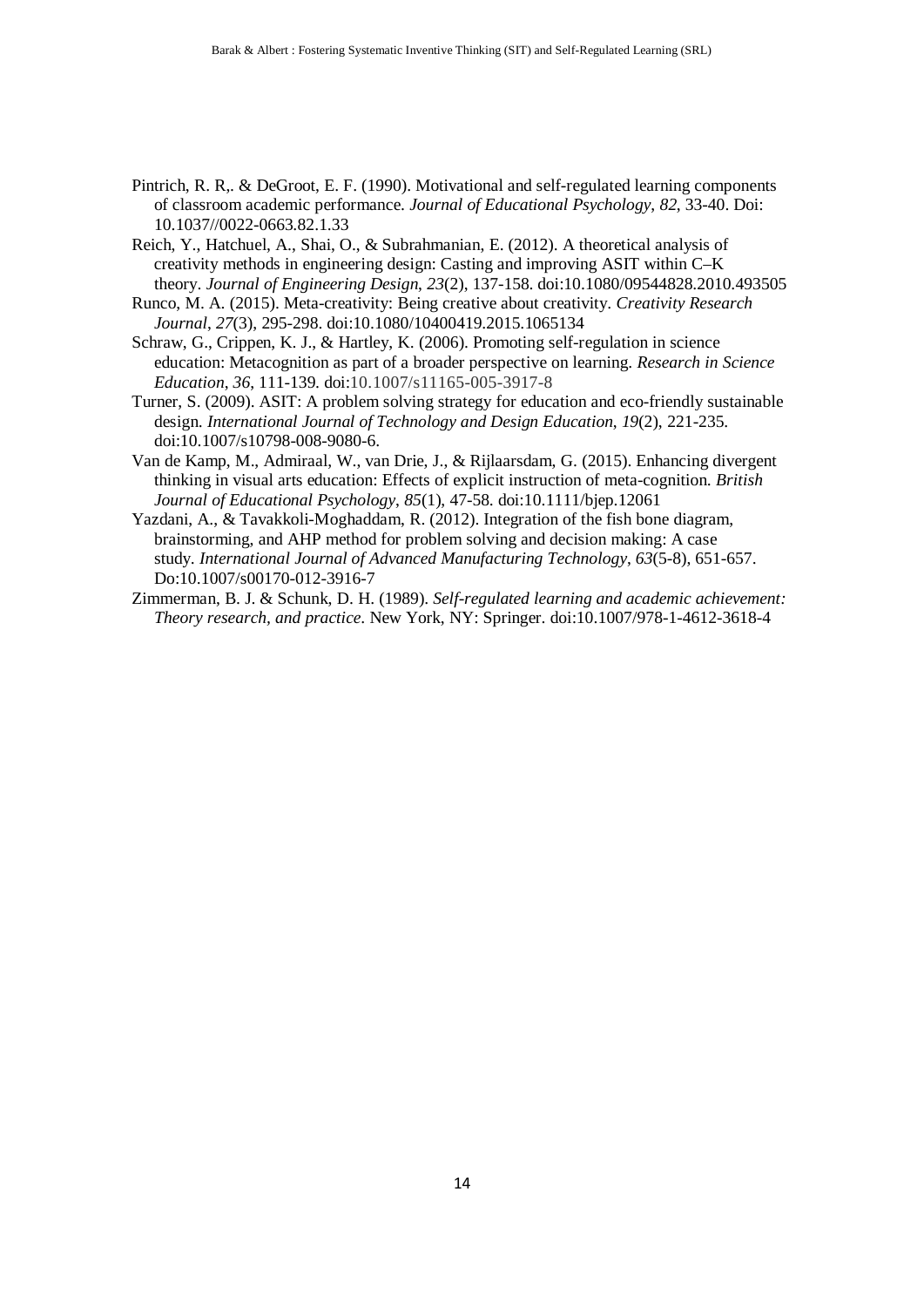Pintrich, R. R,. & DeGroot, E. F. (1990). Motivational and self-regulated learning components of classroom academic performance. *Journal of Educational Psychology*, *82*, 33-40. Doi: 10.1037//0022-0663.82.1.33

Reich, Y., Hatchuel, A., Shai, O., & Subrahmanian, E. (2012). A theoretical analysis of creativity methods in engineering design: Casting and improving ASIT within C–K theory. *Journal of Engineering Design*, *23*(2), 137-158. doi:10.1080/09544828.2010.493505

Runco, M. A. (2015). Meta-creativity: Being creative about creativity. *Creativity Research Journal*, *27*(3), 295-298. doi:10.1080/10400419.2015.1065134

Schraw, G., Crippen, K. J., & Hartley, K. (2006). Promoting self-regulation in science education: Metacognition as part of a broader perspective on learning. *Research in Science Education*, *36*, 111-139. doi:10.1007/s11165-005-3917-8

Turner, S. (2009). ASIT: A problem solving strategy for education and eco-friendly sustainable design. *International Journal of Technology and Design Education*, *19*(2), 221-235. doi:10.1007/s10798-008-9080-6.

Van de Kamp, M., Admiraal, W., van Drie, J., & Rijlaarsdam, G. (2015). Enhancing divergent thinking in visual arts education: Effects of explicit instruction of meta-cognition. *British Journal of Educational Psychology*, *85*(1), 47-58. doi:10.1111/bjep.12061

Yazdani, A., & Tavakkoli-Moghaddam, R. (2012). Integration of the fish bone diagram, brainstorming, and AHP method for problem solving and decision making: A case study. *International Journal of Advanced Manufacturing Technology*, *63*(5-8), 651-657. Do:10.1007/s00170-012-3916-7

Zimmerman, B. J. & Schunk, D. H. (1989). *Self-regulated learning and academic achievement: Theory research, and practice*. New York, NY: Springer. doi:10.1007/978-1-4612-3618-4